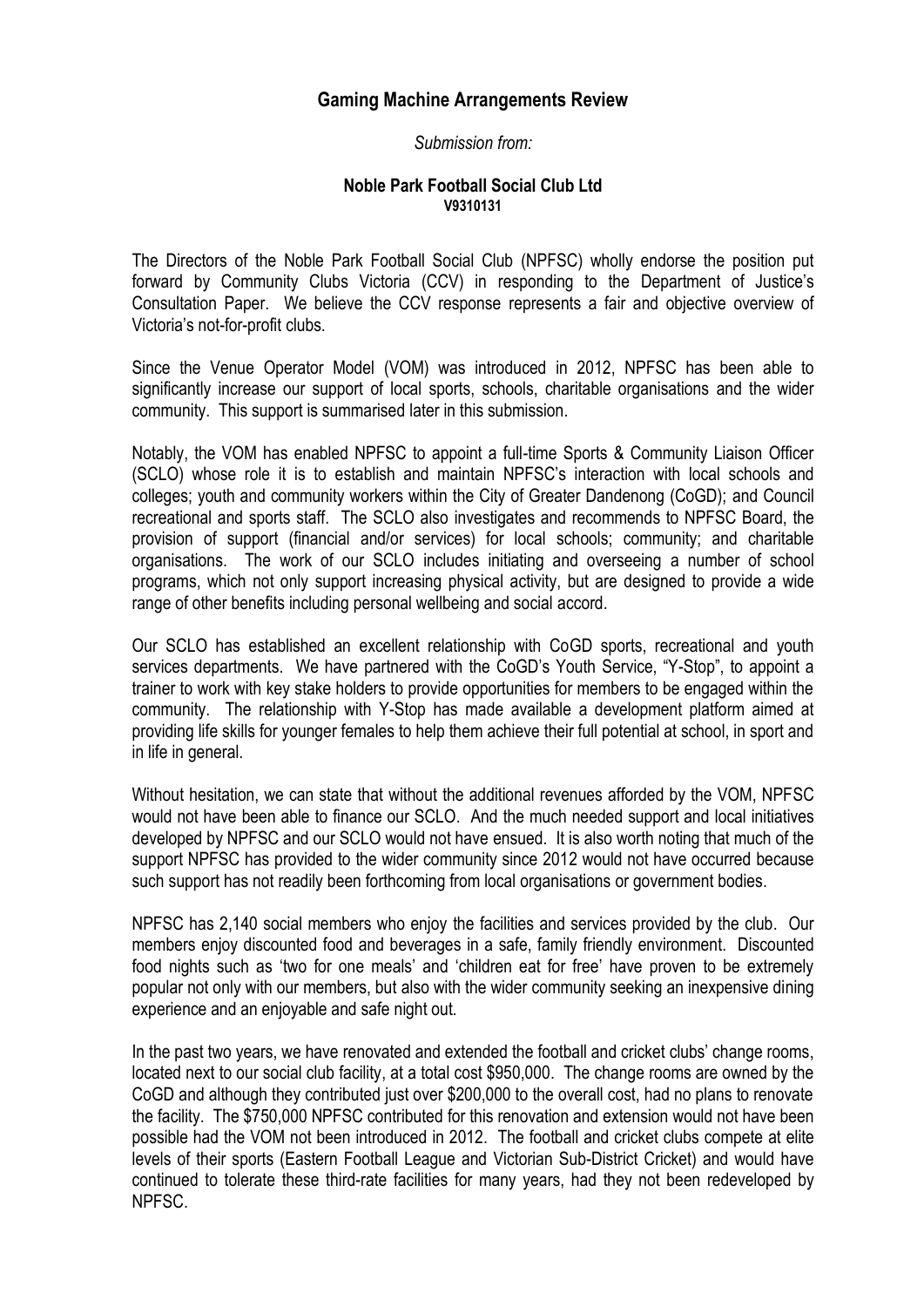## Gaming Machine Arrangements Review

*Submission from:*

**Noble Park Football Social Club Ltd**
**V9310131**

The Directors of the Noble Park Football Social Club (NPFSC) wholly endorse the position put forward by Community Clubs Victoria (CCV) in responding to the Department of Justice's Consultation Paper. We believe the CCV response represents a fair and objective overview of Victoria's not-for-profit clubs.

Since the Venue Operator Model (VOM) was introduced in 2012, NPFSC has been able to significantly increase our support of local sports, schools, charitable organisations and the wider community. This support is summarised later in this submission.

Notably, the VOM has enabled NPFSC to appoint a full-time Sports & Community Liaison Officer (SCLO) whose role it is to establish and maintain NPFSC's interaction with local schools and colleges; youth and community workers within the City of Greater Dandenong (CoGD); and Council recreational and sports staff. The SCLO also investigates and recommends to NPFSC Board, the provision of support (financial and/or services) for local schools; community; and charitable organisations. The work of our SCLO includes initiating and overseeing a number of school programs, which not only support increasing physical activity, but are designed to provide a wide range of other benefits including personal wellbeing and social accord.

Our SCLO has established an excellent relationship with CoGD sports, recreational and youth services departments. We have partnered with the CoGD's Youth Service, "Y-Stop", to appoint a trainer to work with key stake holders to provide opportunities for members to be engaged within the community. The relationship with Y-Stop has made available a development platform aimed at providing life skills for younger females to help them achieve their full potential at school, in sport and in life in general.

Without hesitation, we can state that without the additional revenues afforded by the VOM, NPFSC would not have been able to finance our SCLO. And the much needed support and local initiatives developed by NPFSC and our SCLO would not have ensued. It is also worth noting that much of the support NPFSC has provided to the wider community since 2012 would not have occurred because such support has not readily been forthcoming from local organisations or government bodies.

NPFSC has 2,140 social members who enjoy the facilities and services provided by the club. Our members enjoy discounted food and beverages in a safe, family friendly environment. Discounted food nights such as 'two for one meals' and 'children eat for free' have proven to be extremely popular not only with our members, but also with the wider community seeking an inexpensive dining experience and an enjoyable and safe night out.

In the past two years, we have renovated and extended the football and cricket clubs' change rooms, located next to our social club facility, at a total cost $950,000. The change rooms are owned by the CoGD and although they contributed just over $200,000 to the overall cost, had no plans to renovate the facility. The $750,000 NPFSC contributed for this renovation and extension would not have been possible had the VOM not been introduced in 2012. The football and cricket clubs compete at elite levels of their sports (Eastern Football League and Victorian Sub-District Cricket) and would have continued to tolerate these third-rate facilities for many years, had they not been redeveloped by NPFSC.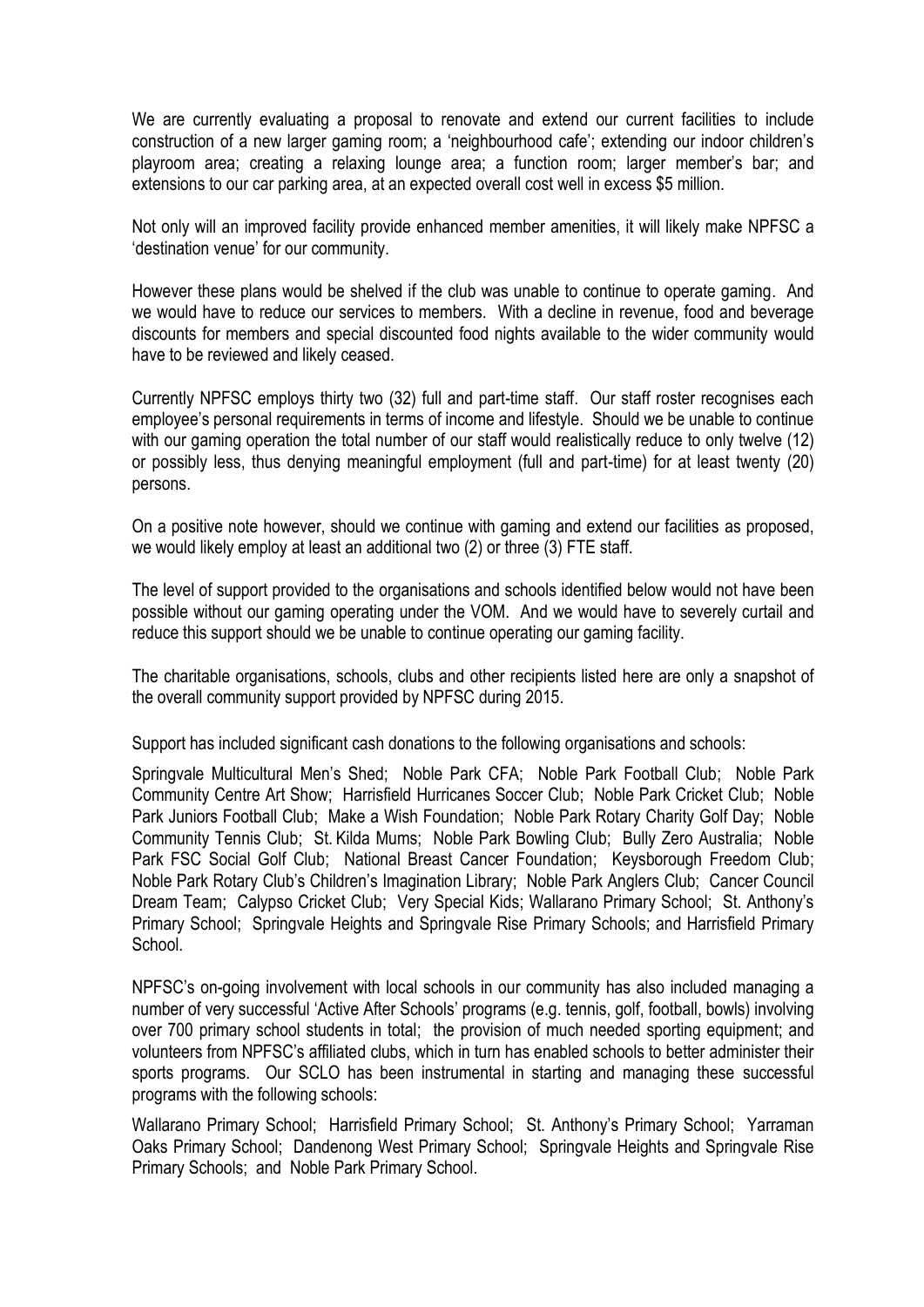We are currently evaluating a proposal to renovate and extend our current facilities to include construction of a new larger gaming room; a 'neighbourhood cafe'; extending our indoor children's playroom area; creating a relaxing lounge area; a function room; larger member's bar; and extensions to our car parking area, at an expected overall cost well in excess $5 million.

Not only will an improved facility provide enhanced member amenities, it will likely make NPFSC a 'destination venue' for our community.

However these plans would be shelved if the club was unable to continue to operate gaming. And we would have to reduce our services to members. With a decline in revenue, food and beverage discounts for members and special discounted food nights available to the wider community would have to be reviewed and likely ceased.

Currently NPFSC employs thirty two (32) full and part-time staff. Our staff roster recognises each employee's personal requirements in terms of income and lifestyle. Should we be unable to continue with our gaming operation the total number of our staff would realistically reduce to only twelve (12) or possibly less, thus denying meaningful employment (full and part-time) for at least twenty (20) persons.

On a positive note however, should we continue with gaming and extend our facilities as proposed, we would likely employ at least an additional two (2) or three (3) FTE staff.

The level of support provided to the organisations and schools identified below would not have been possible without our gaming operating under the VOM. And we would have to severely curtail and reduce this support should we be unable to continue operating our gaming facility.

The charitable organisations, schools, clubs and other recipients listed here are only a snapshot of the overall community support provided by NPFSC during 2015.

Support has included significant cash donations to the following organisations and schools:

Springvale Multicultural Men's Shed; Noble Park CFA; Noble Park Football Club; Noble Park Community Centre Art Show; Harrisfield Hurricanes Soccer Club; Noble Park Cricket Club; Noble Park Juniors Football Club; Make a Wish Foundation; Noble Park Rotary Charity Golf Day; Noble Community Tennis Club; St. Kilda Mums; Noble Park Bowling Club; Bully Zero Australia; Noble Park FSC Social Golf Club; National Breast Cancer Foundation; Keysborough Freedom Club; Noble Park Rotary Club's Children's Imagination Library; Noble Park Anglers Club; Cancer Council Dream Team; Calypso Cricket Club; Very Special Kids; Wallarano Primary School; St. Anthony's Primary School; Springvale Heights and Springvale Rise Primary Schools; and Harrisfield Primary School.

NPFSC's on-going involvement with local schools in our community has also included managing a number of very successful 'Active After Schools' programs (e.g. tennis, golf, football, bowls) involving over 700 primary school students in total; the provision of much needed sporting equipment; and volunteers from NPFSC's affiliated clubs, which in turn has enabled schools to better administer their sports programs. Our SCLO has been instrumental in starting and managing these successful programs with the following schools:

Wallarano Primary School; Harrisfield Primary School; St. Anthony's Primary School; Yarraman Oaks Primary School; Dandenong West Primary School; Springvale Heights and Springvale Rise Primary Schools; and Noble Park Primary School.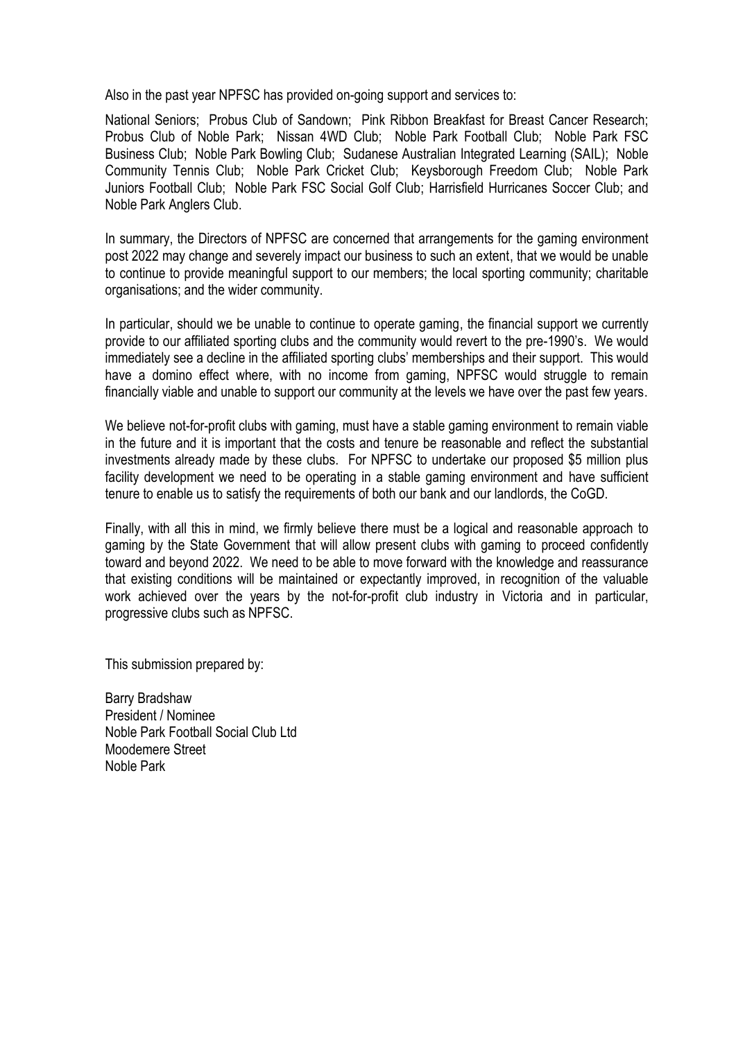Also in the past year NPFSC has provided on-going support and services to:

National Seniors; Probus Club of Sandown; Pink Ribbon Breakfast for Breast Cancer Research; Probus Club of Noble Park; Nissan 4WD Club; Noble Park Football Club; Noble Park FSC Business Club; Noble Park Bowling Club; Sudanese Australian Integrated Learning (SAIL); Noble Community Tennis Club; Noble Park Cricket Club; Keysborough Freedom Club; Noble Park Juniors Football Club; Noble Park FSC Social Golf Club; Harrisfield Hurricanes Soccer Club; and Noble Park Anglers Club.

In summary, the Directors of NPFSC are concerned that arrangements for the gaming environment post 2022 may change and severely impact our business to such an extent, that we would be unable to continue to provide meaningful support to our members; the local sporting community; charitable organisations; and the wider community.

In particular, should we be unable to continue to operate gaming, the financial support we currently provide to our affiliated sporting clubs and the community would revert to the pre-1990's. We would immediately see a decline in the affiliated sporting clubs' memberships and their support. This would have a domino effect where, with no income from gaming, NPFSC would struggle to remain financially viable and unable to support our community at the levels we have over the past few years.

We believe not-for-profit clubs with gaming, must have a stable gaming environment to remain viable in the future and it is important that the costs and tenure be reasonable and reflect the substantial investments already made by these clubs. For NPFSC to undertake our proposed $5 million plus facility development we need to be operating in a stable gaming environment and have sufficient tenure to enable us to satisfy the requirements of both our bank and our landlords, the CoGD.

Finally, with all this in mind, we firmly believe there must be a logical and reasonable approach to gaming by the State Government that will allow present clubs with gaming to proceed confidently toward and beyond 2022. We need to be able to move forward with the knowledge and reassurance that existing conditions will be maintained or expectantly improved, in recognition of the valuable work achieved over the years by the not-for-profit club industry in Victoria and in particular, progressive clubs such as NPFSC.

This submission prepared by:

Barry Bradshaw  
President / Nominee  
Noble Park Football Social Club Ltd  
Moodemere Street  
Noble Park